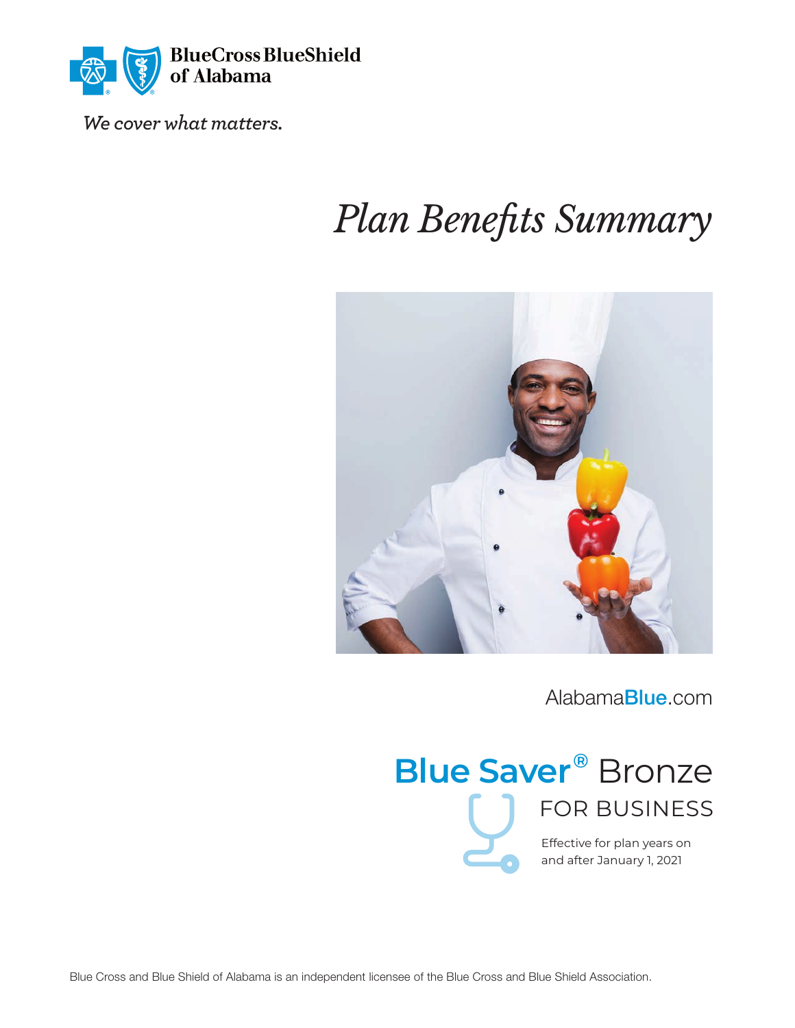BlueCross BlueShield of Alabama

*We cover what matters.*

# *Plan Benefits Summary*

AlabamaBlue.com

## Blue Saver® Bronze

### FOR BUSINESS

Effective for plan years on and after January 1, 2021

Blue Cross and Blue Shield of Alabama is an independent licensee of the Blue Cross and Blue Shield Association.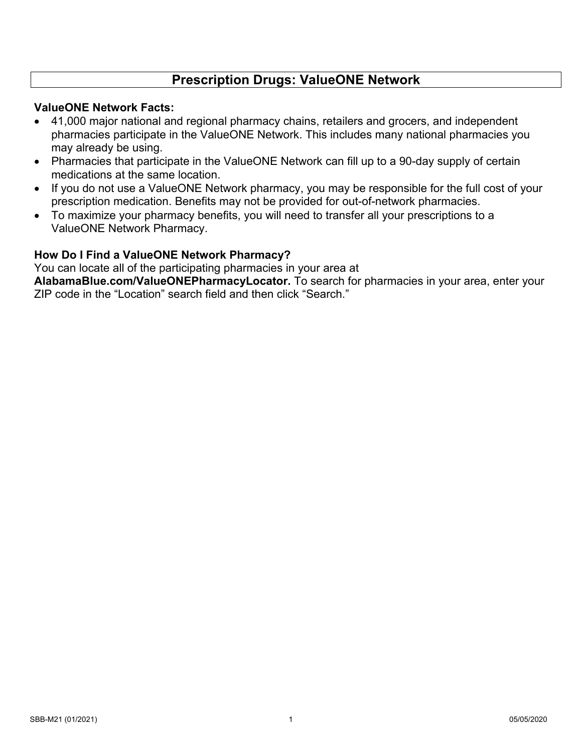# Prescription Drugs: ValueONE Network

**ValueONE Network Facts:**

- 41,000 major national and regional pharmacy chains, retailers and grocers, and independent pharmacies participate in the ValueONE Network. This includes many national pharmacies you may already be using.
- Pharmacies that participate in the ValueONE Network can fill up to a 90-day supply of certain medications at the same location.
- If you do not use a ValueONE Network pharmacy, you may be responsible for the full cost of your prescription medication. Benefits may not be provided for out-of-network pharmacies.
- To maximize your pharmacy benefits, you will need to transfer all your prescriptions to a ValueONE Network Pharmacy.

**How Do I Find a ValueONE Network Pharmacy?**

You can locate all of the participating pharmacies in your area at **AlabamaBlue.com/ValueONEPharmacyLocator.** To search for pharmacies in your area, enter your ZIP code in the "Location" search field and then click "Search."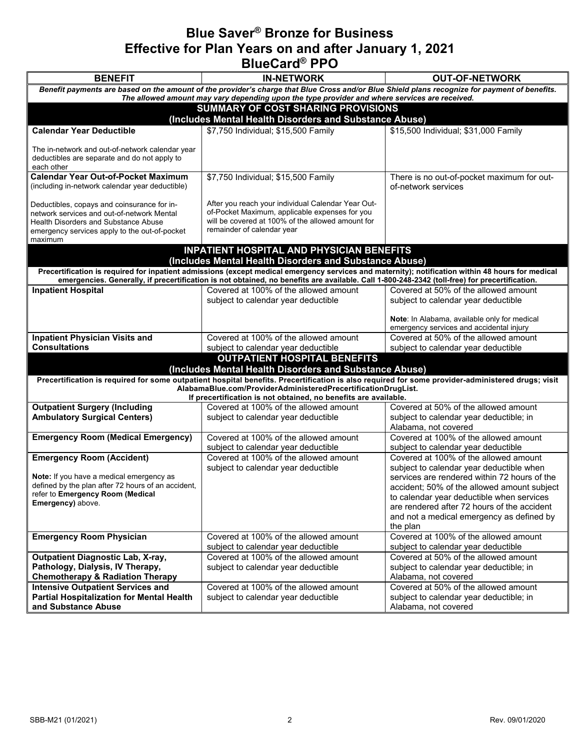# Blue Saver® Bronze for Business
## Effective for Plan Years on and after January 1, 2021
## BlueCard® PPO

| BENEFIT | IN-NETWORK | OUT-OF-NETWORK |
|---|---|---|
| ***Benefit payments are based on the amount of the provider's charge that Blue Cross and/or Blue Shield plans recognize for payment of benefits. The allowed amount may vary depending upon the type provider and where services are received.*** | | |
| **SUMMARY OF COST SHARING PROVISIONS (Includes Mental Health Disorders and Substance Abuse)** | | |
| **Calendar Year Deductible**<br><br>The in-network and out-of-network calendar year deductibles are separate and do not apply to each other | $7,750 Individual; $15,500 Family | $15,500 Individual; $31,000 Family |
| **Calendar Year Out-of-Pocket Maximum** (including in-network calendar year deductible)<br><br>Deductibles, copays and coinsurance for in-network services and out-of-network Mental Health Disorders and Substance Abuse emergency services apply to the out-of-pocket maximum | $7,750 Individual; $15,500 Family<br><br>After you reach your individual Calendar Year Out-of-Pocket Maximum, applicable expenses for you will be covered at 100% of the allowed amount for remainder of calendar year | There is no out-of-pocket maximum for out-of-network services |
| **INPATIENT HOSPITAL AND PHYSICIAN BENEFITS (Includes Mental Health Disorders and Substance Abuse)** | | |
| **Precertification is required for inpatient admissions (except medical emergency services and maternity); notification within 48 hours for medical emergencies. Generally, if precertification is not obtained, no benefits are available. Call 1-800-248-2342 (toll-free) for precertification.** | | |
| **Inpatient Hospital** | Covered at 100% of the allowed amount subject to calendar year deductible | Covered at 50% of the allowed amount subject to calendar year deductible<br><br>**Note**: In Alabama, available only for medical emergency services and accidental injury |
| **Inpatient Physician Visits and Consultations** | Covered at 100% of the allowed amount subject to calendar year deductible | Covered at 50% of the allowed amount subject to calendar year deductible |
| **OUTPATIENT HOSPITAL BENEFITS (Includes Mental Health Disorders and Substance Abuse)** | | |
| **Precertification is required for some outpatient hospital benefits. Precertification is also required for some provider-administered drugs; visit AlabamaBlue.com/ProviderAdministeredPrecertificationDrugList. If precertification is not obtained, no benefits are available.** | | |
| **Outpatient Surgery (Including Ambulatory Surgical Centers)** | Covered at 100% of the allowed amount subject to calendar year deductible | Covered at 50% of the allowed amount subject to calendar year deductible; in Alabama, not covered |
| **Emergency Room (Medical Emergency)** | Covered at 100% of the allowed amount subject to calendar year deductible | Covered at 100% of the allowed amount subject to calendar year deductible |
| **Emergency Room (Accident)**<br><br>**Note:** If you have a medical emergency as defined by the plan after 72 hours of an accident, refer to **Emergency Room (Medical Emergency)** above. | Covered at 100% of the allowed amount subject to calendar year deductible | Covered at 100% of the allowed amount subject to calendar year deductible when services are rendered within 72 hours of the accident; 50% of the allowed amount subject to calendar year deductible when services are rendered after 72 hours of the accident and not a medical emergency as defined by the plan |
| **Emergency Room Physician** | Covered at 100% of the allowed amount subject to calendar year deductible | Covered at 100% of the allowed amount subject to calendar year deductible |
| **Outpatient Diagnostic Lab, X-ray, Pathology, Dialysis, IV Therapy, Chemotherapy & Radiation Therapy** | Covered at 100% of the allowed amount subject to calendar year deductible | Covered at 50% of the allowed amount subject to calendar year deductible; in Alabama, not covered |
| **Intensive Outpatient Services and Partial Hospitalization for Mental Health and Substance Abuse** | Covered at 100% of the allowed amount subject to calendar year deductible | Covered at 50% of the allowed amount subject to calendar year deductible; in Alabama, not covered |

SBB-M21 (01/2021) Rev. 09/01/2020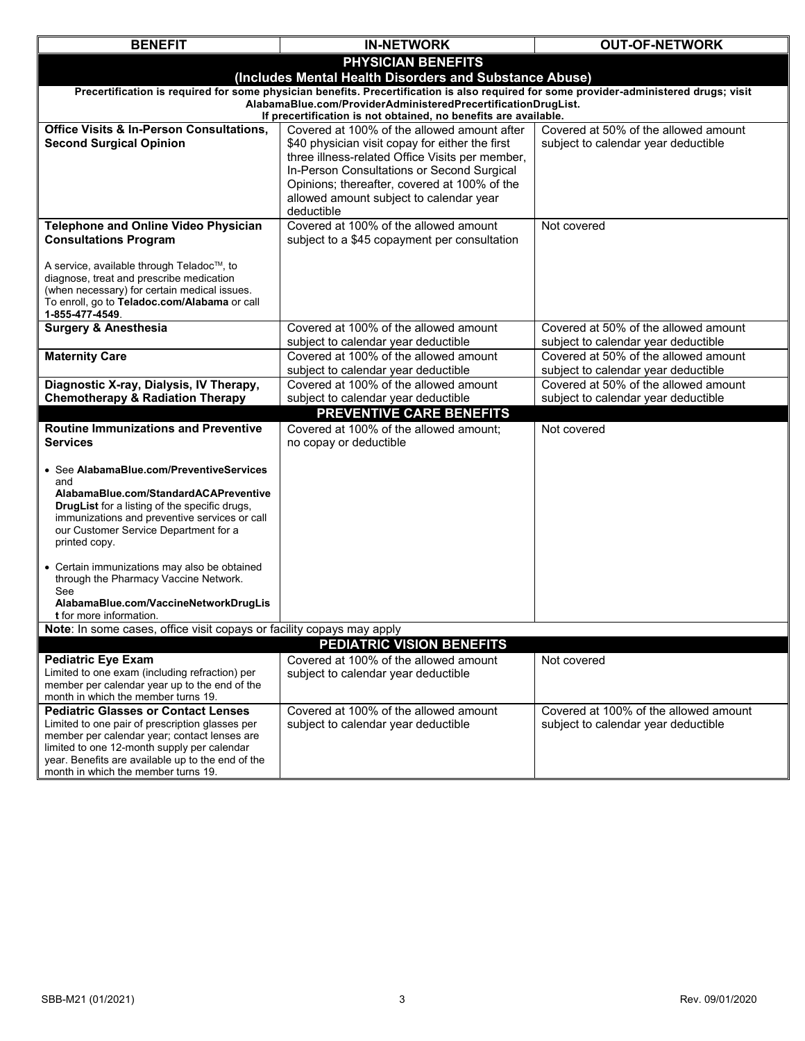| BENEFIT | IN-NETWORK | OUT-OF-NETWORK |
|---|---|---|
| **PHYSICIAN BENEFITS (Includes Mental Health Disorders and Substance Abuse)** | | |
| **Precertification is required for some physician benefits. Precertification is also required for some provider-administered drugs; visit AlabamaBlue.com/ProviderAdministeredPrecertificationDrugList. If precertification is not obtained, no benefits are available.** | | |
| **Office Visits & In-Person Consultations, Second Surgical Opinion** | Covered at 100% of the allowed amount after $40 physician visit copay for either the first three illness-related Office Visits per member, In-Person Consultations or Second Surgical Opinions; thereafter, covered at 100% of the allowed amount subject to calendar year deductible | Covered at 50% of the allowed amount subject to calendar year deductible |
| **Telephone and Online Video Physician Consultations Program**<br><br>A service, available through Teladoc™, to diagnose, treat and prescribe medication (when necessary) for certain medical issues. To enroll, go to **Teladoc.com/Alabama** or call **1-855-477-4549**. | Covered at 100% of the allowed amount subject to a $45 copayment per consultation | Not covered |
| **Surgery & Anesthesia** | Covered at 100% of the allowed amount subject to calendar year deductible | Covered at 50% of the allowed amount subject to calendar year deductible |
| **Maternity Care** | Covered at 100% of the allowed amount subject to calendar year deductible | Covered at 50% of the allowed amount subject to calendar year deductible |
| **Diagnostic X-ray, Dialysis, IV Therapy, Chemotherapy & Radiation Therapy** | Covered at 100% of the allowed amount subject to calendar year deductible | Covered at 50% of the allowed amount subject to calendar year deductible |
| **PREVENTIVE CARE BENEFITS** | | |
| **Routine Immunizations and Preventive Services**<br><br>• See **AlabamaBlue.com/PreventiveServices** and **AlabamaBlue.com/StandardACAPreventive DrugList** for a listing of the specific drugs, immunizations and preventive services or call our Customer Service Department for a printed copy.<br><br>• Certain immunizations may also be obtained through the Pharmacy Vaccine Network. See **AlabamaBlue.com/VaccineNetworkDrugList** for more information. | Covered at 100% of the allowed amount; no copay or deductible | Not covered |
| **Note**: In some cases, office visit copays or facility copays may apply | | |
| **PEDIATRIC VISION BENEFITS** | | |
| **Pediatric Eye Exam**<br>Limited to one exam (including refraction) per member per calendar year up to the end of the month in which the member turns 19. | Covered at 100% of the allowed amount subject to calendar year deductible | Not covered |
| **Pediatric Glasses or Contact Lenses**<br>Limited to one pair of prescription glasses per member per calendar year; contact lenses are limited to one 12-month supply per calendar year. Benefits are available up to the end of the month in which the member turns 19. | Covered at 100% of the allowed amount subject to calendar year deductible | Covered at 100% of the allowed amount subject to calendar year deductible |

SBB-M21 (01/2021) Rev. 09/01/2020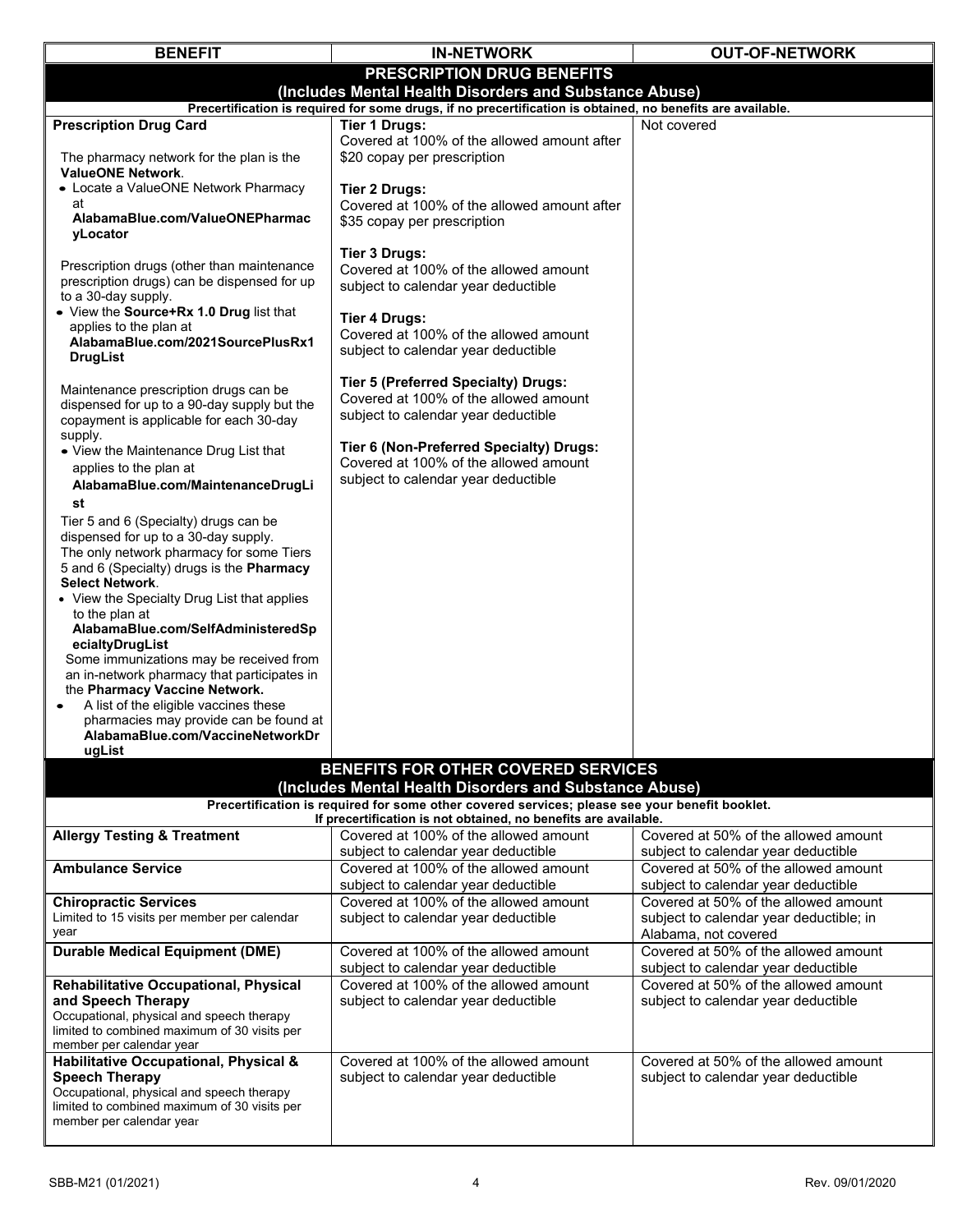| BENEFIT | IN-NETWORK | OUT-OF-NETWORK |
|---|---|---|
| **PRESCRIPTION DRUG BENEFITS (Includes Mental Health Disorders and Substance Abuse)** | | |
| **Precertification is required for some drugs, if no precertification is obtained, no benefits are available.** | | |
| **Prescription Drug Card**<br><br>The pharmacy network for the plan is the **ValueONE Network**.<br>• Locate a ValueONE Network Pharmacy at **AlabamaBlue.com/ValueONEPharmacyLocator**<br><br>Prescription drugs (other than maintenance prescription drugs) can be dispensed for up to a 30-day supply.<br>• View the **Source+Rx 1.0 Drug** list that applies to the plan at **AlabamaBlue.com/2021SourcePlusRx1DrugList**<br><br>Maintenance prescription drugs can be dispensed for up to a 90-day supply but the copayment is applicable for each 30-day supply.<br>• View the Maintenance Drug List that applies to the plan at **AlabamaBlue.com/MaintenanceDrugList**<br><br>Tier 5 and 6 (Specialty) drugs can be dispensed for up to a 30-day supply.<br>The only network pharmacy for some Tiers 5 and 6 (Specialty) drugs is the **Pharmacy Select Network**.<br>• View the Specialty Drug List that applies to the plan at **AlabamaBlue.com/SelfAdministeredSpecialtyDrugList**<br>Some immunizations may be received from an in-network pharmacy that participates in the **Pharmacy Vaccine Network.**<br>• A list of the eligible vaccines these pharmacies may provide can be found at **AlabamaBlue.com/VaccineNetworkDrugList** | **Tier 1 Drugs:**<br>Covered at 100% of the allowed amount after $20 copay per prescription<br><br>**Tier 2 Drugs:**<br>Covered at 100% of the allowed amount after $35 copay per prescription<br><br>**Tier 3 Drugs:**<br>Covered at 100% of the allowed amount subject to calendar year deductible<br><br>**Tier 4 Drugs:**<br>Covered at 100% of the allowed amount subject to calendar year deductible<br><br>**Tier 5 (Preferred Specialty) Drugs:**<br>Covered at 100% of the allowed amount subject to calendar year deductible<br><br>**Tier 6 (Non-Preferred Specialty) Drugs:**<br>Covered at 100% of the allowed amount subject to calendar year deductible | Not covered |
| **BENEFITS FOR OTHER COVERED SERVICES (Includes Mental Health Disorders and Substance Abuse)** | | |
| **Precertification is required for some other covered services; please see your benefit booklet. If precertification is not obtained, no benefits are available.** | | |
| **Allergy Testing & Treatment** | Covered at 100% of the allowed amount subject to calendar year deductible | Covered at 50% of the allowed amount subject to calendar year deductible |
| **Ambulance Service** | Covered at 100% of the allowed amount subject to calendar year deductible | Covered at 50% of the allowed amount subject to calendar year deductible |
| **Chiropractic Services**<br>Limited to 15 visits per member per calendar year | Covered at 100% of the allowed amount subject to calendar year deductible | Covered at 50% of the allowed amount subject to calendar year deductible; in Alabama, not covered |
| **Durable Medical Equipment (DME)** | Covered at 100% of the allowed amount subject to calendar year deductible | Covered at 50% of the allowed amount subject to calendar year deductible |
| **Rehabilitative Occupational, Physical and Speech Therapy**<br>Occupational, physical and speech therapy limited to combined maximum of 30 visits per member per calendar year | Covered at 100% of the allowed amount subject to calendar year deductible | Covered at 50% of the allowed amount subject to calendar year deductible |
| **Habilitative Occupational, Physical & Speech Therapy**<br>Occupational, physical and speech therapy limited to combined maximum of 30 visits per member per calendar year | Covered at 100% of the allowed amount subject to calendar year deductible | Covered at 50% of the allowed amount subject to calendar year deductible |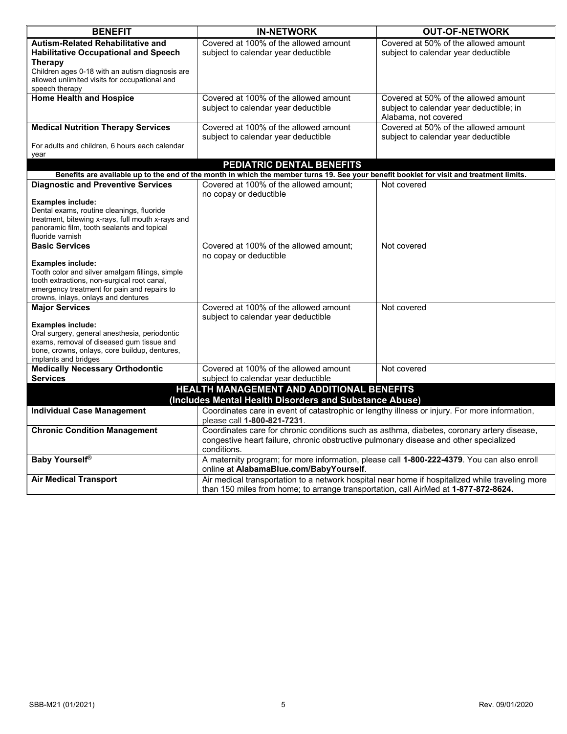| BENEFIT | IN-NETWORK | OUT-OF-NETWORK |
|---|---|---|
| **Autism-Related Rehabilitative and Habilitative Occupational and Speech Therapy**<br>Children ages 0-18 with an autism diagnosis are allowed unlimited visits for occupational and speech therapy | Covered at 100% of the allowed amount subject to calendar year deductible | Covered at 50% of the allowed amount subject to calendar year deductible |
| **Home Health and Hospice** | Covered at 100% of the allowed amount subject to calendar year deductible | Covered at 50% of the allowed amount subject to calendar year deductible; in Alabama, not covered |
| **Medical Nutrition Therapy Services**<br>For adults and children, 6 hours each calendar year | Covered at 100% of the allowed amount subject to calendar year deductible | Covered at 50% of the allowed amount subject to calendar year deductible |
| **PEDIATRIC DENTAL BENEFITS** | | |
| **Benefits are available up to the end of the month in which the member turns 19. See your benefit booklet for visit and treatment limits.** | | |
| **Diagnostic and Preventive Services**<br>**Examples include:**<br>Dental exams, routine cleanings, fluoride treatment, bitewing x-rays, full mouth x-rays and panoramic film, tooth sealants and topical fluoride varnish | Covered at 100% of the allowed amount; no copay or deductible | Not covered |
| **Basic Services**<br>**Examples include:**<br>Tooth color and silver amalgam fillings, simple tooth extractions, non-surgical root canal, emergency treatment for pain and repairs to crowns, inlays, onlays and dentures | Covered at 100% of the allowed amount; no copay or deductible | Not covered |
| **Major Services**<br>**Examples include:**<br>Oral surgery, general anesthesia, periodontic exams, removal of diseased gum tissue and bone, crowns, onlays, core buildup, dentures, implants and bridges | Covered at 100% of the allowed amount subject to calendar year deductible | Not covered |
| **Medically Necessary Orthodontic Services** | Covered at 100% of the allowed amount subject to calendar year deductible | Not covered |
| **HEALTH MANAGEMENT AND ADDITIONAL BENEFITS (Includes Mental Health Disorders and Substance Abuse)** | | |
| **Individual Case Management** | Coordinates care in event of catastrophic or lengthy illness or injury. For more information, please call **1-800-821-7231**. | |
| **Chronic Condition Management** | Coordinates care for chronic conditions such as asthma, diabetes, coronary artery disease, congestive heart failure, chronic obstructive pulmonary disease and other specialized conditions. | |
| **Baby Yourself®** | A maternity program; for more information, please call **1-800-222-4379**. You can also enroll online at **AlabamaBlue.com/BabyYourself**. | |
| **Air Medical Transport** | Air medical transportation to a network hospital near home if hospitalized while traveling more than 150 miles from home; to arrange transportation, call AirMed at **1-877-872-8624.** | |

SBB-M21 (01/2021) Rev. 09/01/2020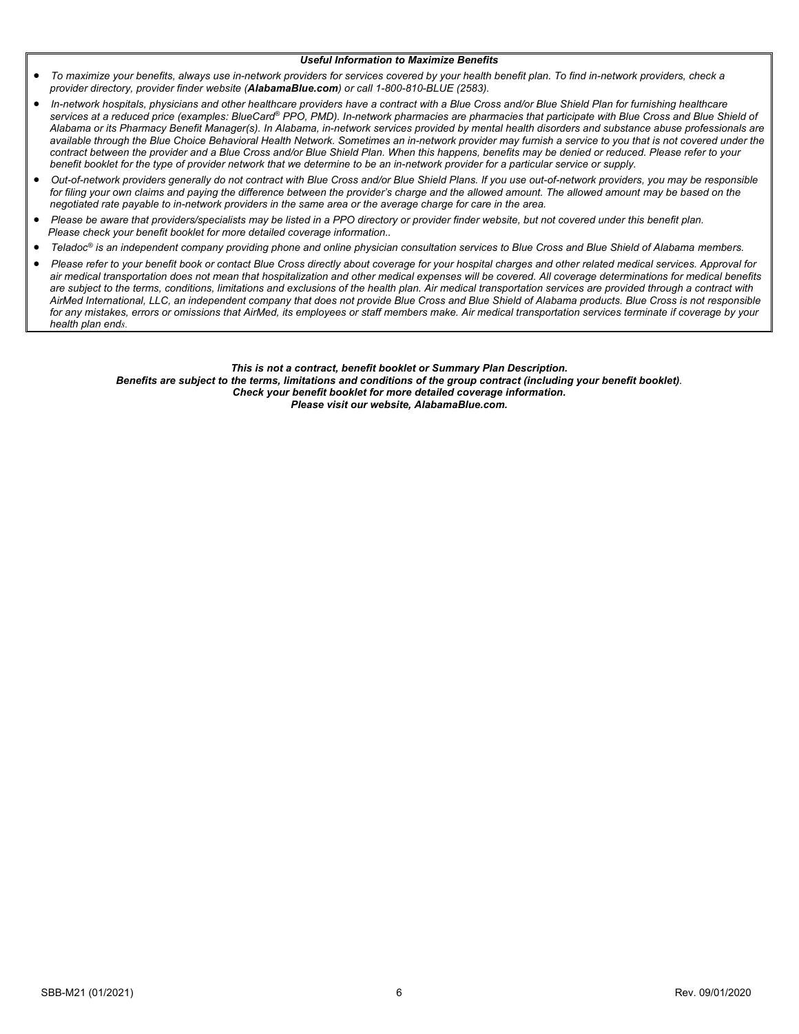***Useful Information to Maximize Benefits***

- *To maximize your benefits, always use in-network providers for services covered by your health benefit plan. To find in-network providers, check a provider directory, provider finder website (**AlabamaBlue.com**) or call 1-800-810-BLUE (2583).*
- *In-network hospitals, physicians and other healthcare providers have a contract with a Blue Cross and/or Blue Shield Plan for furnishing healthcare services at a reduced price (examples: BlueCard® PPO, PMD). In-network pharmacies are pharmacies that participate with Blue Cross and Blue Shield of Alabama or its Pharmacy Benefit Manager(s). In Alabama, in-network services provided by mental health disorders and substance abuse professionals are available through the Blue Choice Behavioral Health Network. Sometimes an in-network provider may furnish a service to you that is not covered under the contract between the provider and a Blue Cross and/or Blue Shield Plan. When this happens, benefits may be denied or reduced. Please refer to your benefit booklet for the type of provider network that we determine to be an in-network provider for a particular service or supply.*
- *Out-of-network providers generally do not contract with Blue Cross and/or Blue Shield Plans. If you use out-of-network providers, you may be responsible for filing your own claims and paying the difference between the provider's charge and the allowed amount. The allowed amount may be based on the negotiated rate payable to in-network providers in the same area or the average charge for care in the area.*
- *Please be aware that providers/specialists may be listed in a PPO directory or provider finder website, but not covered under this benefit plan. Please check your benefit booklet for more detailed coverage information..*
- *Teladoc® is an independent company providing phone and online physician consultation services to Blue Cross and Blue Shield of Alabama members.*
- *Please refer to your benefit book or contact Blue Cross directly about coverage for your hospital charges and other related medical services. Approval for air medical transportation does not mean that hospitalization and other medical expenses will be covered. All coverage determinations for medical benefits are subject to the terms, conditions, limitations and exclusions of the health plan. Air medical transportation services are provided through a contract with AirMed International, LLC, an independent company that does not provide Blue Cross and Blue Shield of Alabama products. Blue Cross is not responsible for any mistakes, errors or omissions that AirMed, its employees or staff members make. Air medical transportation services terminate if coverage by your health plan ends.*

***This is not a contract, benefit booklet or Summary Plan Description.***
***Benefits are subject to the terms, limitations and conditions of the group contract (including your benefit booklet).***
***Check your benefit booklet for more detailed coverage information.***
***Please visit our website, AlabamaBlue.com.***

SBB-M21 (01/2021) Rev. 09/01/2020